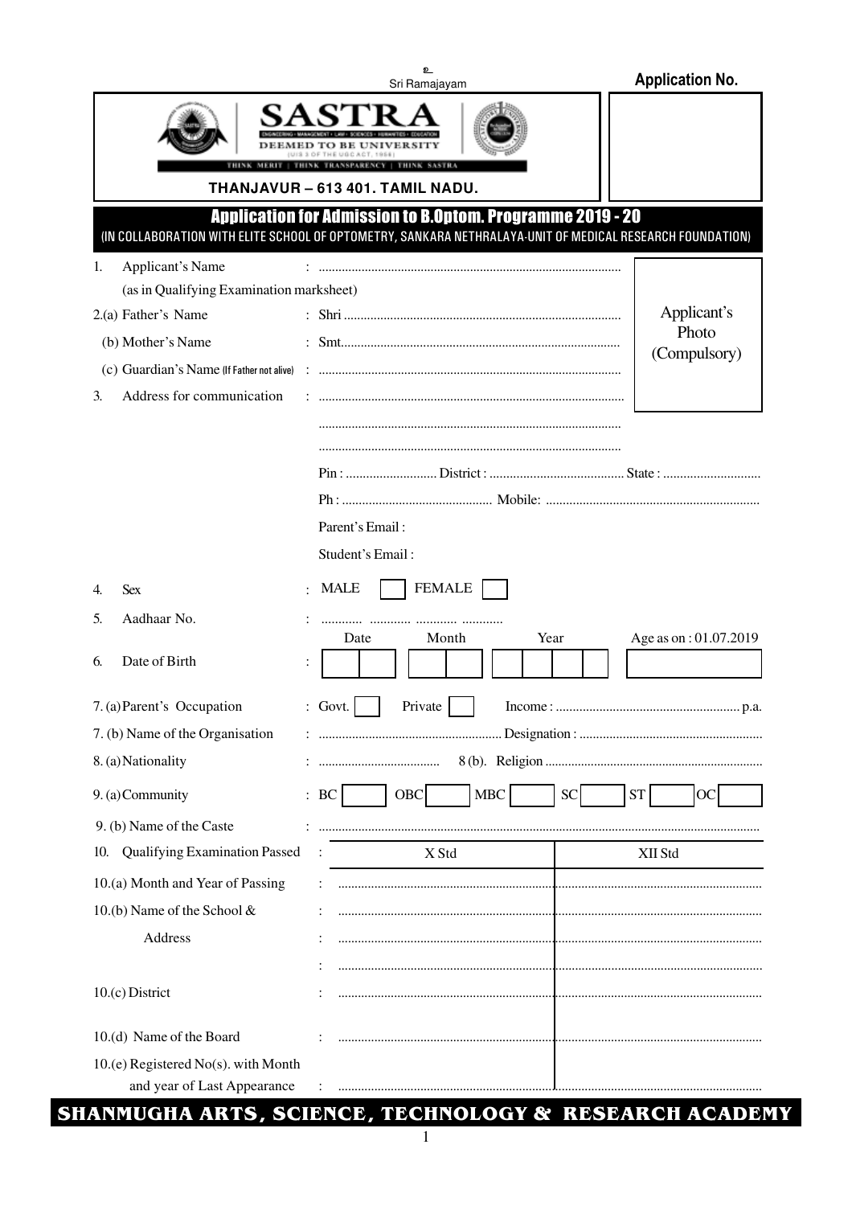உ
Sri Ramajayam

**Application No.**

# SASTRA

DEEMED TO BE UNIVERSITY

(U/S 3 OF THE UGC ACT, 1956)

THINK MERIT | THINK TRANSPARENCY | THINK SASTRA

**THANJAVUR – 613 401. TAMIL NADU.**

## Application for Admission to B.Optom. Programme 2019 - 20

(IN COLLABORATION WITH ELITE SCHOOL OF OPTOMETRY, SANKARA NETHRALAYA-UNIT OF MEDICAL RESEARCH FOUNDATION)

Applicant's Photo (Compulsory)

1. Applicant's Name : ..........................................................................................
   (as in Qualifying Examination marksheet)

2.(a) Father's Name : Shri ..................................................................................

(b) Mother's Name : Smt....................................................................................

(c) Guardian's Name (If Father not alive) : ..........................................................................................

3. Address for communication : ..........................................................................................

..........................................................................................

..........................................................................................

Pin : .......................... District : ........................................ State : .............................

Ph : ............................................ Mobile: ...............................................................

Parent's Email :

Student's Email :

4. Sex : MALE [ ] FEMALE [ ]

5. Aadhaar No. : ............ ............ ............ ............

6. Date of Birth : Date [ ][ ] Month [ ][ ] Year [ ][ ][ ][ ] Age as on : 01.07.2019 [ ]

7. (a) Parent's Occupation : Govt. [ ] Private [ ] Income : ...................................................... p.a.

7. (b) Name of the Organisation : ...................................................... Designation : ......................................................

8. (a) Nationality : .................................... 8 (b). Religion .................................................................

9. (a) Community : BC [ ] OBC [ ] MBC [ ] SC [ ] ST [ ] OC [ ]

9. (b) Name of the Caste : ..........................................................................................................................

| 10. Qualifying Examination Passed | X Std | XII Std |
|---|---|---|
| 10.(a) Month and Year of Passing | | |
| 10.(b) Name of the School & Address | | |
| | | |
| 10.(c) District | | |
| 10.(d) Name of the Board | | |
| 10.(e) Registered No(s). with Month and year of Last Appearance | | |

**SHANMUGHA ARTS, SCIENCE, TECHNOLOGY & RESEARCH ACADEMY**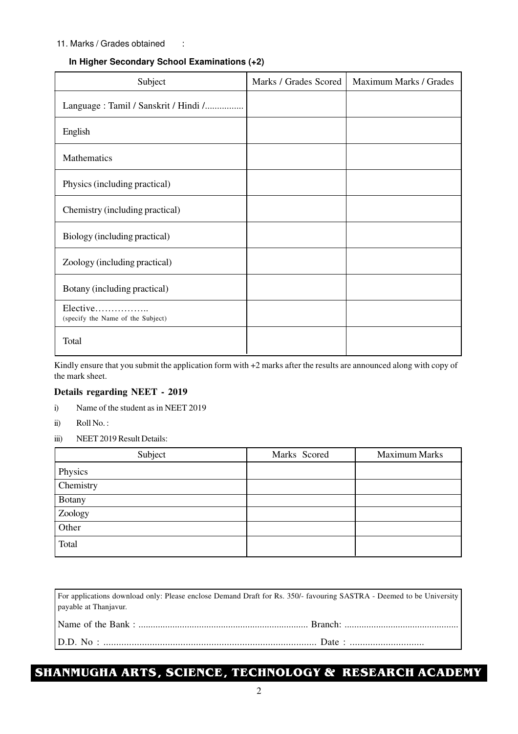11. Marks / Grades obtained :

**In Higher Secondary School Examinations (+2)**

| Subject | Marks / Grades Scored | Maximum Marks / Grades |
|---|---|---|
| Language : Tamil / Sanskrit / Hindi /................ | | |
| English | | |
| Mathematics | | |
| Physics (including practical) | | |
| Chemistry (including practical) | | |
| Biology (including practical) | | |
| Zoology (including practical) | | |
| Botany (including practical) | | |
| Elective…………….. (specify the Name of the Subject) | | |
| Total | | |

Kindly ensure that you submit the application form with +2 marks after the results are announced along with copy of the mark sheet.

**Details regarding NEET - 2019**

i) Name of the student as in NEET 2019

ii) Roll No. :

iii) NEET 2019 Result Details:

| Subject | Marks Scored | Maximum Marks |
|---|---|---|
| Physics | | |
| Chemistry | | |
| Botany | | |
| Zoology | | |
| Other | | |
| Total | | |

For applications download only: Please enclose Demand Draft for Rs. 350/- favouring SASTRA - Deemed to be University payable at Thanjavur.

Name of the Bank : ..................................................................... Branch: ..............................................

D.D. No : .................................................................................... Date : .............................

**SHANMUGHA ARTS, SCIENCE, TECHNOLOGY & RESEARCH ACADEMY**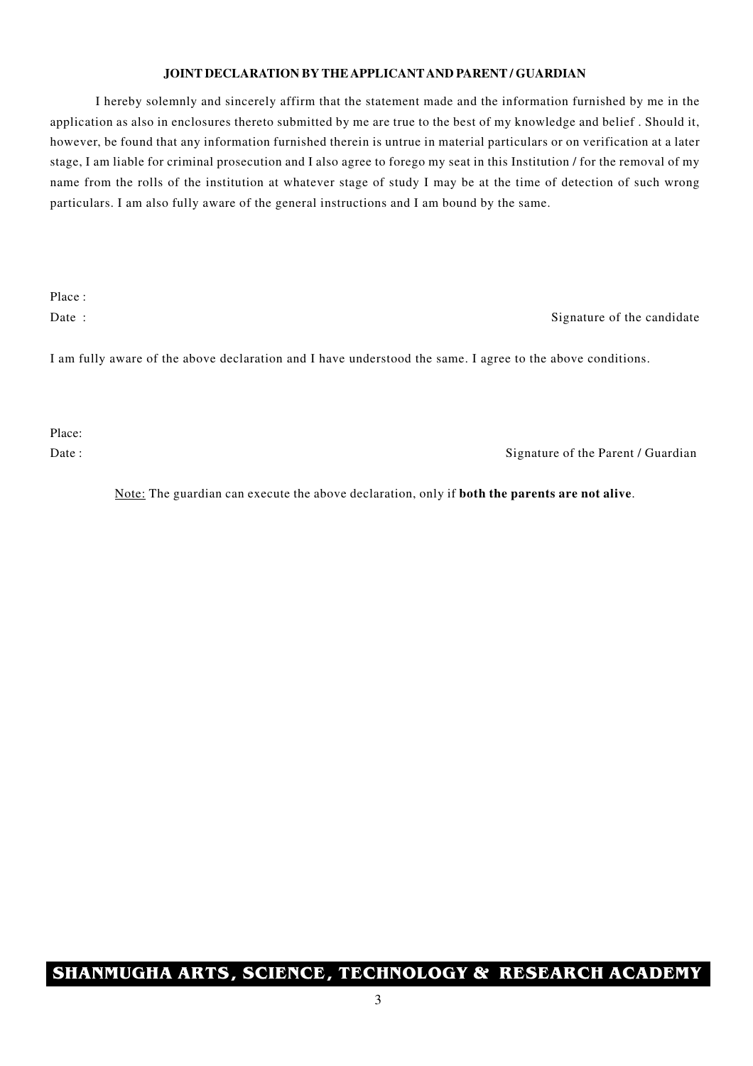## JOINT DECLARATION BY THE APPLICANT AND PARENT / GUARDIAN

I hereby solemnly and sincerely affirm that the statement made and the information furnished by me in the application as also in enclosures thereto submitted by me are true to the best of my knowledge and belief . Should it, however, be found that any information furnished therein is untrue in material particulars or on verification at a later stage, I am liable for criminal prosecution and I also agree to forego my seat in this Institution / for the removal of my name from the rolls of the institution at whatever stage of study I may be at the time of detection of such wrong particulars. I am also fully aware of the general instructions and I am bound by the same.

Place :

Date :

Signature of the candidate

I am fully aware of the above declaration and I have understood the same. I agree to the above conditions.

Place:

Date :

Signature of the Parent / Guardian

Note: The guardian can execute the above declaration, only if **both the parents are not alive**.

**SHANMUGHA ARTS, SCIENCE, TECHNOLOGY & RESEARCH ACADEMY**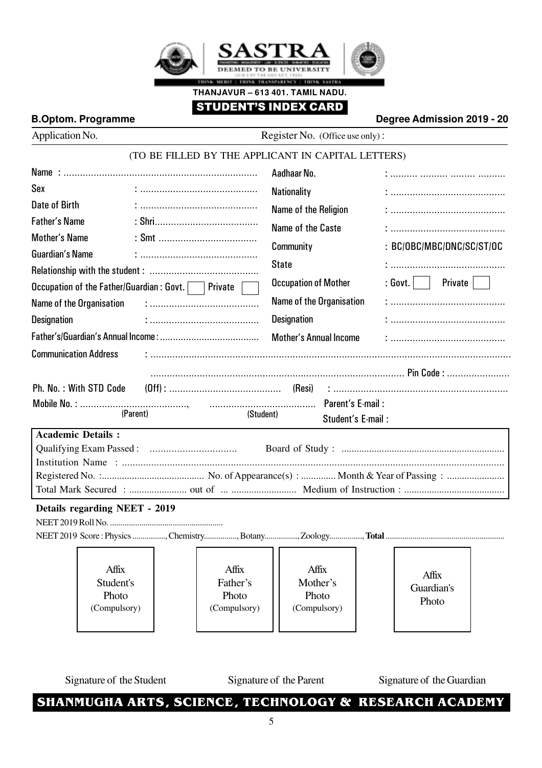# SASTRA

DEEMED TO BE UNIVERSITY

(U/S 3 OF THE UGC ACT, 1956)

THINK MERIT | THINK TRANSPARENCY | THINK SASTRA

**THANJAVUR – 613 401. TAMIL NADU.**

## STUDENT'S INDEX CARD

**B.Optom. Programme** **Degree Admission 2019 - 20**

Application No. Register No. (Office use only) :

(TO BE FILLED BY THE APPLICANT IN CAPITAL LETTERS)

Name : ......................................................................

Sex : ..........................................

Date of Birth : ..........................................

Father's Name : Shri.....................................

Mother's Name : Smt ...................................

Guardian's Name : ..........................................

Relationship with the student : .......................................

Occupation of the Father/Guardian : Govt. ☐ Private ☐

Name of the Organisation : .......................................

Designation : .......................................

Father's/Guardian's Annual Income : .....................................

Aadhaar No. : .......... .......... ......... ..........

Nationality : .........................................

Name of the Religion : .........................................

Name of the Caste : .........................................

Community : BC/OBC/MBC/DNC/SC/ST/OC

State : .........................................

Occupation of Mother : Govt. ☐ Private ☐

Name of the Organisation : .........................................

Designation : .........................................

Mother's Annual Income : .........................................

Communication Address : ...................................................................................................................................

............................................................................................................ Pin Code : .......................

Ph. No. : With STD Code (Off) : ......................................... (Resi) : ..............................................................

Mobile No. : ......................................., ...................................... Parent's E-mail :

(Parent) (Student) Student's E-mail :

**Academic Details :**

Qualifying Exam Passed : ................................ Board of Study : ................................................................

Institution Name : ...............................................................................................................................

Registered No. :......................................... No. of Appearance(s) : .............. Month & Year of Passing : .......................

Total Mark Secured : ....................... out of ... .......................... Medium of Instruction : ........................................

**Details regarding NEET - 2019**

NEET 2019 Roll No. .....................................................

NEET 2019 Score : Physics ................, Chemistry................, Botany................, Zoology................, **Total** ........................................................

| Affix Student's Photo (Compulsory) | Affix Father's Photo (Compulsory) | Affix Mother's Photo (Compulsory) | Affix Guardian's Photo |
|---|---|---|---|

Signature of the Student Signature of the Parent Signature of the Guardian

**SHANMUGHA ARTS, SCIENCE, TECHNOLOGY & RESEARCH ACADEMY**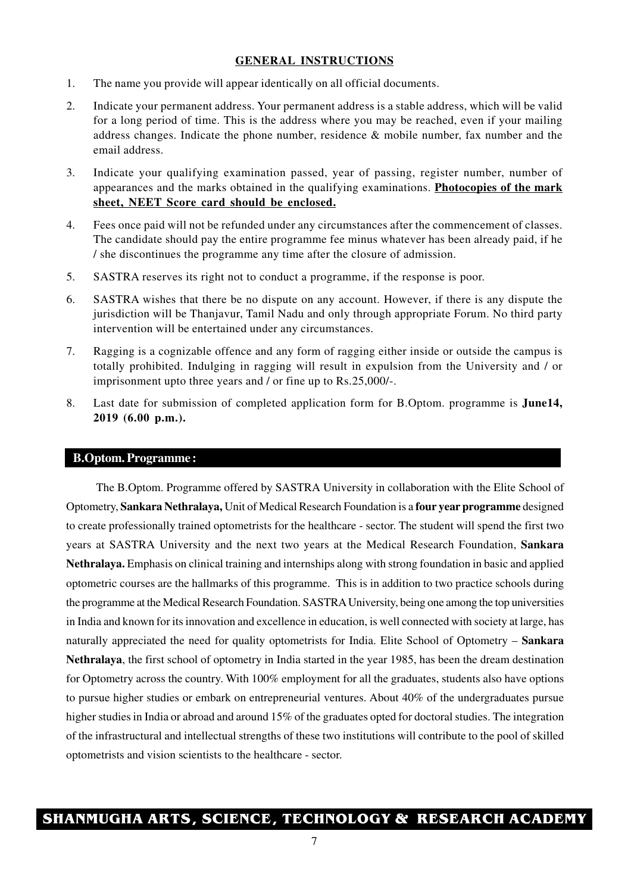## GENERAL INSTRUCTIONS

1. The name you provide will appear identically on all official documents.
2. Indicate your permanent address. Your permanent address is a stable address, which will be valid for a long period of time. This is the address where you may be reached, even if your mailing address changes. Indicate the phone number, residence & mobile number, fax number and the email address.
3. Indicate your qualifying examination passed, year of passing, register number, number of appearances and the marks obtained in the qualifying examinations. **Photocopies of the mark sheet, NEET Score card should be enclosed.**
4. Fees once paid will not be refunded under any circumstances after the commencement of classes. The candidate should pay the entire programme fee minus whatever has been already paid, if he / she discontinues the programme any time after the closure of admission.
5. SASTRA reserves its right not to conduct a programme, if the response is poor.
6. SASTRA wishes that there be no dispute on any account. However, if there is any dispute the jurisdiction will be Thanjavur, Tamil Nadu and only through appropriate Forum. No third party intervention will be entertained under any circumstances.
7. Ragging is a cognizable offence and any form of ragging either inside or outside the campus is totally prohibited. Indulging in ragging will result in expulsion from the University and / or imprisonment upto three years and / or fine up to Rs.25,000/-.
8. Last date for submission of completed application form for B.Optom. programme is **June14, 2019 (6.00 p.m.).**

## B.Optom. Programme :

The B.Optom. Programme offered by SASTRA University in collaboration with the Elite School of Optometry, **Sankara Nethralaya,** Unit of Medical Research Foundation is a **four year programme** designed to create professionally trained optometrists for the healthcare - sector. The student will spend the first two years at SASTRA University and the next two years at the Medical Research Foundation, **Sankara Nethralaya.** Emphasis on clinical training and internships along with strong foundation in basic and applied optometric courses are the hallmarks of this programme. This is in addition to two practice schools during the programme at the Medical Research Foundation. SASTRA University, being one among the top universities in India and known for its innovation and excellence in education, is well connected with society at large, has naturally appreciated the need for quality optometrists for India. Elite School of Optometry – **Sankara Nethralaya**, the first school of optometry in India started in the year 1985, has been the dream destination for Optometry across the country. With 100% employment for all the graduates, students also have options to pursue higher studies or embark on entrepreneurial ventures. About 40% of the undergraduates pursue higher studies in India or abroad and around 15% of the graduates opted for doctoral studies. The integration of the infrastructural and intellectual strengths of these two institutions will contribute to the pool of skilled optometrists and vision scientists to the healthcare - sector.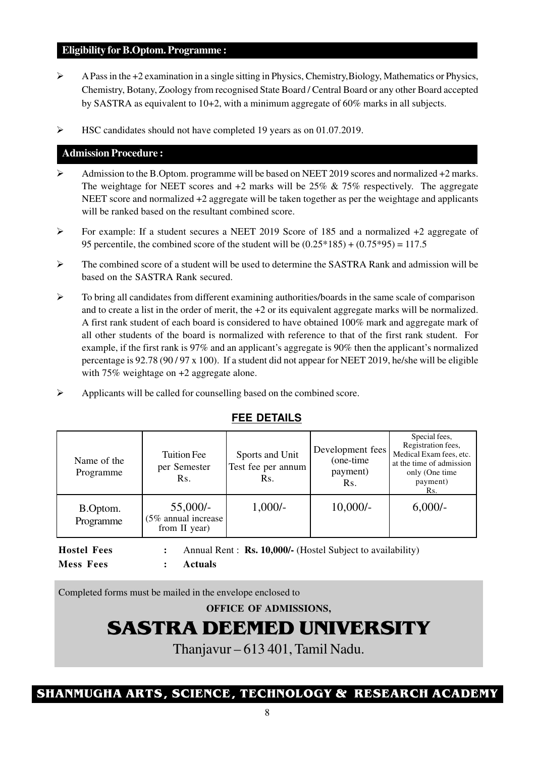## Eligibility for B.Optom. Programme :

- A Pass in the +2 examination in a single sitting in Physics, Chemistry,Biology, Mathematics or Physics, Chemistry, Botany, Zoology from recognised State Board / Central Board or any other Board accepted by SASTRA as equivalent to 10+2, with a minimum aggregate of 60% marks in all subjects.
- HSC candidates should not have completed 19 years as on 01.07.2019.

## Admission Procedure :

- Admission to the B.Optom. programme will be based on NEET 2019 scores and normalized +2 marks. The weightage for NEET scores and +2 marks will be 25% & 75% respectively. The aggregate NEET score and normalized +2 aggregate will be taken together as per the weightage and applicants will be ranked based on the resultant combined score.
- For example: If a student secures a NEET 2019 Score of 185 and a normalized +2 aggregate of 95 percentile, the combined score of the student will be (0.25*185) + (0.75*95) = 117.5
- The combined score of a student will be used to determine the SASTRA Rank and admission will be based on the SASTRA Rank secured.
- To bring all candidates from different examining authorities/boards in the same scale of comparison and to create a list in the order of merit, the +2 or its equivalent aggregate marks will be normalized. A first rank student of each board is considered to have obtained 100% mark and aggregate mark of all other students of the board is normalized with reference to that of the first rank student. For example, if the first rank is 97% and an applicant's aggregate is 90% then the applicant's normalized percentage is 92.78 (90 / 97 x 100). If a student did not appear for NEET 2019, he/she will be eligible with 75% weightage on +2 aggregate alone.
- Applicants will be called for counselling based on the combined score.

## FEE DETAILS

| Name of the Programme | Tuition Fee per Semester Rs. | Sports and Unit Test fee per annum Rs. | Development fees (one-time payment) Rs. | Special fees, Registration fees, Medical Exam fees, etc. at the time of admission only (One time payment) Rs. |
|---|---|---|---|---|
| B.Optom. Programme | 55,000/- (5% annual increase from II year) | 1,000/- | 10,000/- | 6,000/- |

**Hostel Fees** : Annual Rent : **Rs. 10,000/-** (Hostel Subject to availability)

**Mess Fees** : **Actuals**

Completed forms must be mailed in the envelope enclosed to

**OFFICE OF ADMISSIONS,**

# SASTRA DEEMED UNIVERSITY

Thanjavur – 613 401, Tamil Nadu.

**SHANMUGHA ARTS, SCIENCE, TECHNOLOGY & RESEARCH ACADEMY**